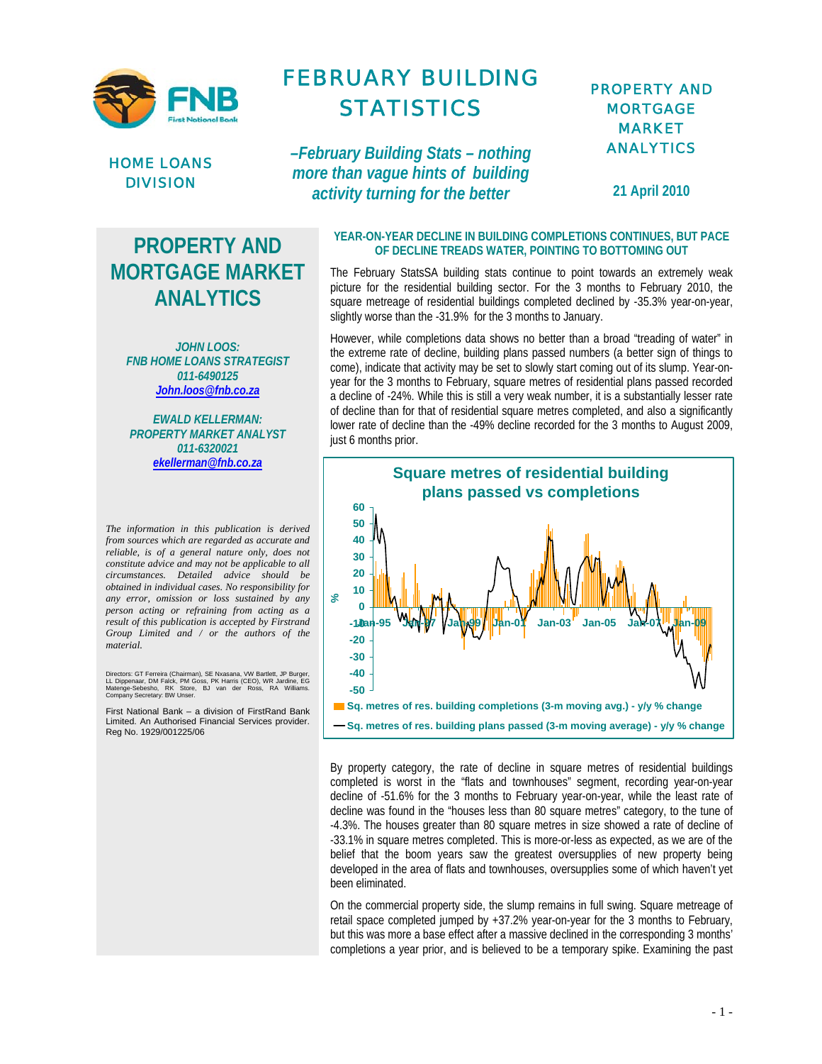# FEBRUARY BUILDING STATISTICS

*–February Building Stats – nothing more than vague hints of building activity turning for the better*

HOME LOANS DIVISION

PROPERTY AND MORTGAGE MARKET ANALYTICS

**21 April 2010**

## PROPERTY AND MORTGAGE MARKET ANALYTICS

***JOHN LOOS: FNB HOME LOANS STRATEGIST***
***011-6490125***
***John.loos@fnb.co.za***

***EWALD KELLERMAN: PROPERTY MARKET ANALYST***
***011-6320021***
***ekellerman@fnb.co.za***

*The information in this publication is derived from sources which are regarded as accurate and reliable, is of a general nature only, does not constitute advice and may not be applicable to all circumstances. Detailed advice should be obtained in individual cases. No responsibility for any error, omission or loss sustained by any person acting or refraining from acting as a result of this publication is accepted by Firstrand Group Limited and / or the authors of the material.*

Directors: GT Ferreira (Chairman), SE Nxasana, VW Bartlett, JP Burger, LL Dippenaar, DM Falck, PM Goss, PK Harris (CEO), WR Jardine, EG Matenge-Sebesho, RK Store, BJ van der Ross, RA Williams. Company Secretary: BW Unser.

First National Bank – a division of FirstRand Bank Limited. An Authorised Financial Services provider. Reg No. 1929/001225/06

### YEAR-ON-YEAR DECLINE IN BUILDING COMPLETIONS CONTINUES, BUT PACE OF DECLINE TREADS WATER, POINTING TO BOTTOMING OUT

The February StatsSA building stats continue to point towards an extremely weak picture for the residential building sector. For the 3 months to February 2010, the square metreage of residential buildings completed declined by -35.3% year-on-year, slightly worse than the -31.9% for the 3 months to January.

However, while completions data shows no better than a broad "treading of water" in the extreme rate of decline, building plans passed numbers (a better sign of things to come), indicate that activity may be set to slowly start coming out of its slump. Year-on-year for the 3 months to February, square metres of residential plans passed recorded a decline of -24%. While this is still a very weak number, it is a substantially lesser rate of decline than for that of residential square metres completed, and also a significantly lower rate of decline than the -49% decline recorded for the 3 months to August 2009, just 6 months prior.

**Square metres of residential building plans passed vs completions**

[Chart: % y/y change, Jan-95 to Jan-09; series: Sq. metres of res. building completions (3-m moving avg.) - y/y % change; Sq. metres of res. building plans passed (3-m moving average) - y/y % change]

By property category, the rate of decline in square metres of residential buildings completed is worst in the "flats and townhouses" segment, recording year-on-year decline of -51.6% for the 3 months to February year-on-year, while the least rate of decline was found in the "houses less than 80 square metres" category, to the tune of -4.3%. The houses greater than 80 square metres in size showed a rate of decline of -33.1% in square metres completed. This is more-or-less as expected, as we are of the belief that the boom years saw the greatest oversupplies of new property being developed in the area of flats and townhouses, oversupplies some of which haven't yet been eliminated.

On the commercial property side, the slump remains in full swing. Square metreage of retail space completed jumped by +37.2% year-on-year for the 3 months to February, but this was more a base effect after a massive declined in the corresponding 3 months' completions a year prior, and is believed to be a temporary spike. Examining the past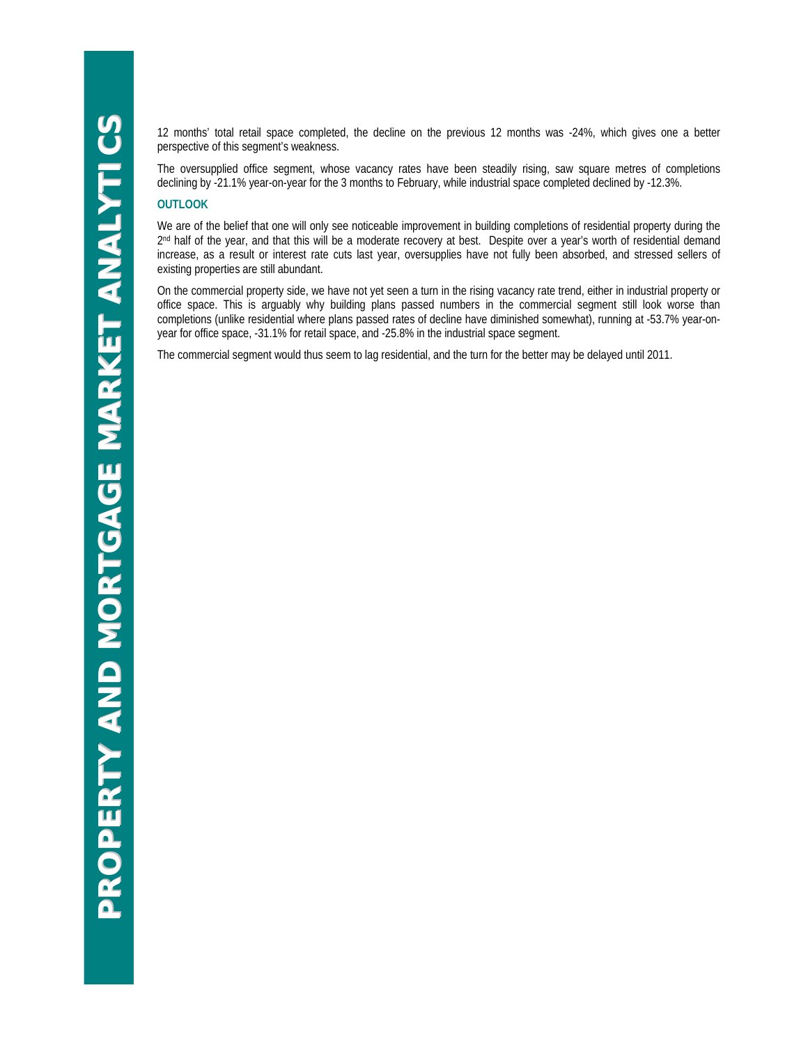12 months' total retail space completed, the decline on the previous 12 months was -24%, which gives one a better perspective of this segment's weakness.

The oversupplied office segment, whose vacancy rates have been steadily rising, saw square metres of completions declining by -21.1% year-on-year for the 3 months to February, while industrial space completed declined by -12.3%.

### OUTLOOK

We are of the belief that one will only see noticeable improvement in building completions of residential property during the 2nd half of the year, and that this will be a moderate recovery at best. Despite over a year's worth of residential demand increase, as a result or interest rate cuts last year, oversupplies have not fully been absorbed, and stressed sellers of existing properties are still abundant.

On the commercial property side, we have not yet seen a turn in the rising vacancy rate trend, either in industrial property or office space. This is arguably why building plans passed numbers in the commercial segment still look worse than completions (unlike residential where plans passed rates of decline have diminished somewhat), running at -53.7% year-on-year for office space, -31.1% for retail space, and -25.8% in the industrial space segment.

The commercial segment would thus seem to lag residential, and the turn for the better may be delayed until 2011.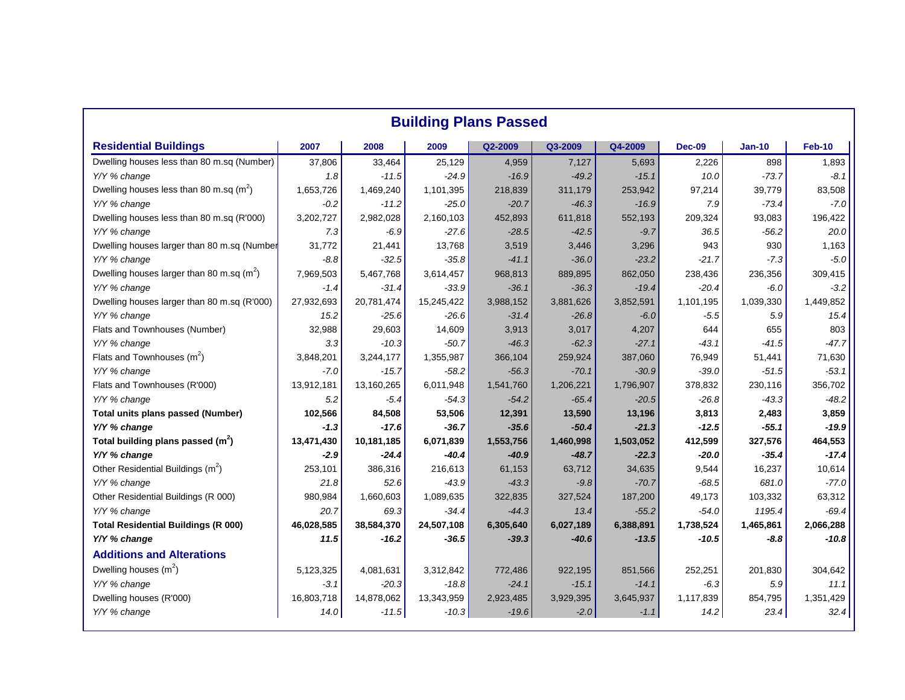# Building Plans Passed

| Residential Buildings | 2007 | 2008 | 2009 | Q2-2009 | Q3-2009 | Q4-2009 | Dec-09 | Jan-10 | Feb-10 |
|---|---|---|---|---|---|---|---|---|---|
| Dwelling houses less than 80 m.sq (Number) | 37,806 | 33,464 | 25,129 | 4,959 | 7,127 | 5,693 | 2,226 | 898 | 1,893 |
| *Y/Y % change* | *1.8* | *-11.5* | *-24.9* | *-16.9* | *-49.2* | *-15.1* | *10.0* | *-73.7* | *-8.1* |
| Dwelling houses less than 80 m.sq ($m^2$) | 1,653,726 | 1,469,240 | 1,101,395 | 218,839 | 311,179 | 253,942 | 97,214 | 39,779 | 83,508 |
| *Y/Y % change* | *-0.2* | *-11.2* | *-25.0* | *-20.7* | *-46.3* | *-16.9* | *7.9* | *-73.4* | *-7.0* |
| Dwelling houses less than 80 m.sq (R'000) | 3,202,727 | 2,982,028 | 2,160,103 | 452,893 | 611,818 | 552,193 | 209,324 | 93,083 | 196,422 |
| *Y/Y % change* | *7.3* | *-6.9* | *-27.6* | *-28.5* | *-42.5* | *-9.7* | *36.5* | *-56.2* | *20.0* |
| Dwelling houses larger than 80 m.sq (Number) | 31,772 | 21,441 | 13,768 | 3,519 | 3,446 | 3,296 | 943 | 930 | 1,163 |
| *Y/Y % change* | *-8.8* | *-32.5* | *-35.8* | *-41.1* | *-36.0* | *-23.2* | *-21.7* | *-7.3* | *-5.0* |
| Dwelling houses larger than 80 m.sq ($m^2$) | 7,969,503 | 5,467,768 | 3,614,457 | 968,813 | 889,895 | 862,050 | 238,436 | 236,356 | 309,415 |
| *Y/Y % change* | *-1.4* | *-31.4* | *-33.9* | *-36.1* | *-36.3* | *-19.4* | *-20.4* | *-6.0* | *-3.2* |
| Dwelling houses larger than 80 m.sq (R'000) | 27,932,693 | 20,781,474 | 15,245,422 | 3,988,152 | 3,881,626 | 3,852,591 | 1,101,195 | 1,039,330 | 1,449,852 |
| *Y/Y % change* | *15.2* | *-25.6* | *-26.6* | *-31.4* | *-26.8* | *-6.0* | *-5.5* | *5.9* | *15.4* |
| Flats and Townhouses (Number) | 32,988 | 29,603 | 14,609 | 3,913 | 3,017 | 4,207 | 644 | 655 | 803 |
| *Y/Y % change* | *3.3* | *-10.3* | *-50.7* | *-46.3* | *-62.3* | *-27.1* | *-43.1* | *-41.5* | *-47.7* |
| Flats and Townhouses ($m^2$) | 3,848,201 | 3,244,177 | 1,355,987 | 366,104 | 259,924 | 387,060 | 76,949 | 51,441 | 71,630 |
| *Y/Y % change* | *-7.0* | *-15.7* | *-58.2* | *-56.3* | *-70.1* | *-30.9* | *-39.0* | *-51.5* | *-53.1* |
| Flats and Townhouses (R'000) | 13,912,181 | 13,160,265 | 6,011,948 | 1,541,760 | 1,206,221 | 1,796,907 | 378,832 | 230,116 | 356,702 |
| *Y/Y % change* | *5.2* | *-5.4* | *-54.3* | *-54.2* | *-65.4* | *-20.5* | *-26.8* | *-43.3* | *-48.2* |
| **Total units plans passed (Number)** | **102,566** | **84,508** | **53,506** | **12,391** | **13,590** | **13,196** | **3,813** | **2,483** | **3,859** |
| ***Y/Y % change*** | ***-1.3*** | ***-17.6*** | ***-36.7*** | ***-35.6*** | ***-50.4*** | ***-21.3*** | ***-12.5*** | ***-55.1*** | ***-19.9*** |
| **Total building plans passed ($m^2$)** | **13,471,430** | **10,181,185** | **6,071,839** | **1,553,756** | **1,460,998** | **1,503,052** | **412,599** | **327,576** | **464,553** |
| ***Y/Y % change*** | ***-2.9*** | ***-24.4*** | ***-40.4*** | ***-40.9*** | ***-48.7*** | ***-22.3*** | ***-20.0*** | ***-35.4*** | ***-17.4*** |
| Other Residential Buildings ($m^2$) | 253,101 | 386,316 | 216,613 | 61,153 | 63,712 | 34,635 | 9,544 | 16,237 | 10,614 |
| *Y/Y % change* | *21.8* | *52.6* | *-43.9* | *-43.3* | *-9.8* | *-70.7* | *-68.5* | *681.0* | *-77.0* |
| Other Residential Buildings (R 000) | 980,984 | 1,660,603 | 1,089,635 | 322,835 | 327,524 | 187,200 | 49,173 | 103,332 | 63,312 |
| *Y/Y % change* | *20.7* | *69.3* | *-34.4* | *-44.3* | *13.4* | *-55.2* | *-54.0* | *1195.4* | *-69.4* |
| **Total Residential Buildings (R 000)** | **46,028,585** | **38,584,370** | **24,507,108** | **6,305,640** | **6,027,189** | **6,388,891** | **1,738,524** | **1,465,861** | **2,066,288** |
| ***Y/Y % change*** | ***11.5*** | ***-16.2*** | ***-36.5*** | ***-39.3*** | ***-40.6*** | ***-13.5*** | ***-10.5*** | ***-8.8*** | ***-10.8*** |
| **Additions and Alterations** | | | | | | | | | |
| Dwelling houses ($m^2$) | 5,123,325 | 4,081,631 | 3,312,842 | 772,486 | 922,195 | 851,566 | 252,251 | 201,830 | 304,642 |
| *Y/Y % change* | *-3.1* | *-20.3* | *-18.8* | *-24.1* | *-15.1* | *-14.1* | *-6.3* | *5.9* | *11.1* |
| Dwelling houses (R'000) | 16,803,718 | 14,878,062 | 13,343,959 | 2,923,485 | 3,929,395 | 3,645,937 | 1,117,839 | 854,795 | 1,351,429 |
| *Y/Y % change* | *14.0* | *-11.5* | *-10.3* | *-19.6* | *-2.0* | *-1.1* | *14.2* | *23.4* | *32.4* |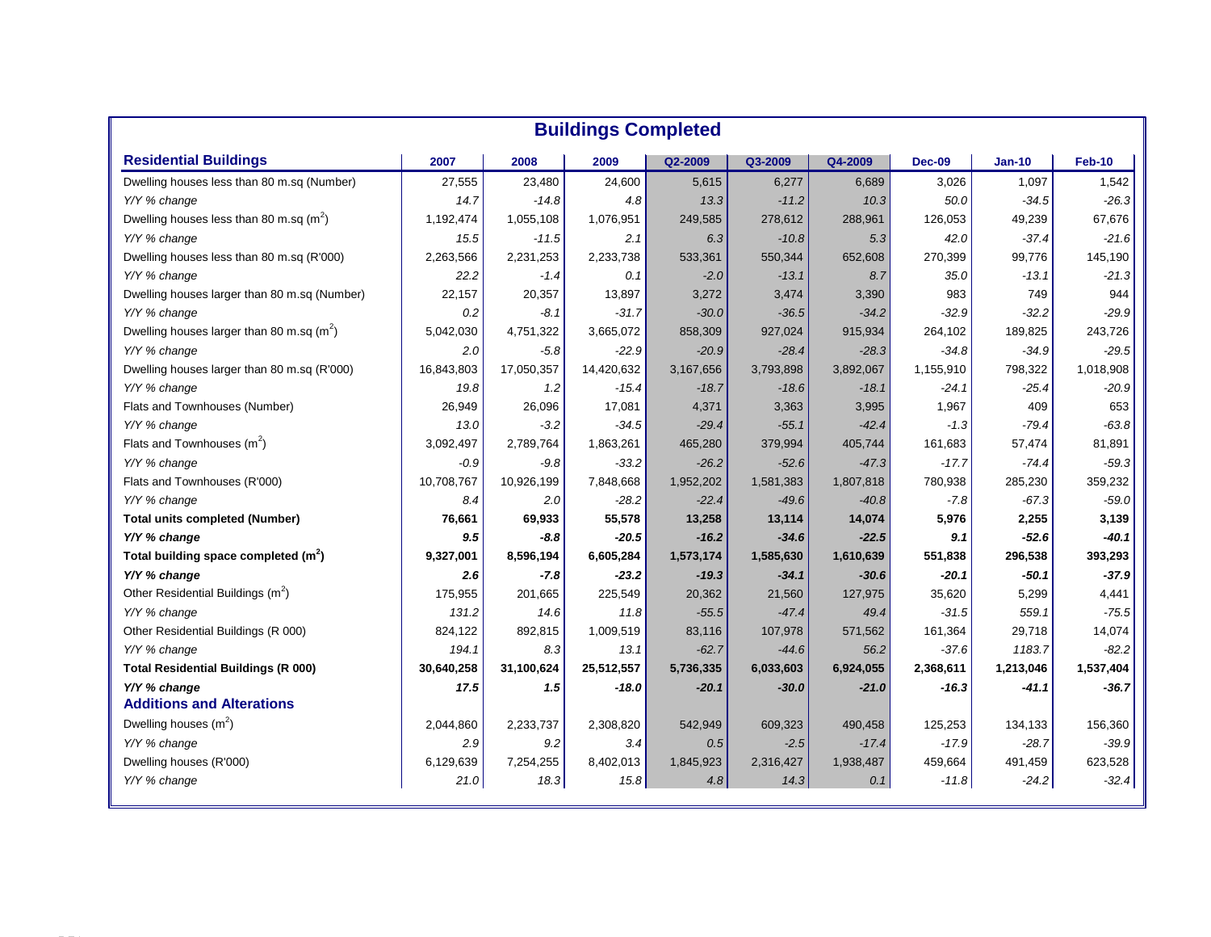## Buildings Completed

| Residential Buildings | 2007 | 2008 | 2009 | Q2-2009 | Q3-2009 | Q4-2009 | Dec-09 | Jan-10 | Feb-10 |
|---|---|---|---|---|---|---|---|---|---|
| Dwelling houses less than 80 m.sq (Number) | 27,555 | 23,480 | 24,600 | 5,615 | 6,277 | 6,689 | 3,026 | 1,097 | 1,542 |
| *Y/Y % change* | *14.7* | *-14.8* | *4.8* | *13.3* | *-11.2* | *10.3* | *50.0* | *-34.5* | *-26.3* |
| Dwelling houses less than 80 m.sq ($m^2$) | 1,192,474 | 1,055,108 | 1,076,951 | 249,585 | 278,612 | 288,961 | 126,053 | 49,239 | 67,676 |
| *Y/Y % change* | *15.5* | *-11.5* | *2.1* | *6.3* | *-10.8* | *5.3* | *42.0* | *-37.4* | *-21.6* |
| Dwelling houses less than 80 m.sq (R'000) | 2,263,566 | 2,231,253 | 2,233,738 | 533,361 | 550,344 | 652,608 | 270,399 | 99,776 | 145,190 |
| *Y/Y % change* | *22.2* | *-1.4* | *0.1* | *-2.0* | *-13.1* | *8.7* | *35.0* | *-13.1* | *-21.3* |
| Dwelling houses larger than 80 m.sq (Number) | 22,157 | 20,357 | 13,897 | 3,272 | 3,474 | 3,390 | 983 | 749 | 944 |
| *Y/Y % change* | *0.2* | *-8.1* | *-31.7* | *-30.0* | *-36.5* | *-34.2* | *-32.9* | *-32.2* | *-29.9* |
| Dwelling houses larger than 80 m.sq ($m^2$) | 5,042,030 | 4,751,322 | 3,665,072 | 858,309 | 927,024 | 915,934 | 264,102 | 189,825 | 243,726 |
| *Y/Y % change* | *2.0* | *-5.8* | *-22.9* | *-20.9* | *-28.4* | *-28.3* | *-34.8* | *-34.9* | *-29.5* |
| Dwelling houses larger than 80 m.sq (R'000) | 16,843,803 | 17,050,357 | 14,420,632 | 3,167,656 | 3,793,898 | 3,892,067 | 1,155,910 | 798,322 | 1,018,908 |
| *Y/Y % change* | *19.8* | *1.2* | *-15.4* | *-18.7* | *-18.6* | *-18.1* | *-24.1* | *-25.4* | *-20.9* |
| Flats and Townhouses (Number) | 26,949 | 26,096 | 17,081 | 4,371 | 3,363 | 3,995 | 1,967 | 409 | 653 |
| *Y/Y % change* | *13.0* | *-3.2* | *-34.5* | *-29.4* | *-55.1* | *-42.4* | *-1.3* | *-79.4* | *-63.8* |
| Flats and Townhouses ($m^2$) | 3,092,497 | 2,789,764 | 1,863,261 | 465,280 | 379,994 | 405,744 | 161,683 | 57,474 | 81,891 |
| *Y/Y % change* | *-0.9* | *-9.8* | *-33.2* | *-26.2* | *-52.6* | *-47.3* | *-17.7* | *-74.4* | *-59.3* |
| Flats and Townhouses (R'000) | 10,708,767 | 10,926,199 | 7,848,668 | 1,952,202 | 1,581,383 | 1,807,818 | 780,938 | 285,230 | 359,232 |
| *Y/Y % change* | *8.4* | *2.0* | *-28.2* | *-22.4* | *-49.6* | *-40.8* | *-7.8* | *-67.3* | *-59.0* |
| **Total units completed (Number)** | **76,661** | **69,933** | **55,578** | **13,258** | **13,114** | **14,074** | **5,976** | **2,255** | **3,139** |
| ***Y/Y % change*** | ***9.5*** | ***-8.8*** | ***-20.5*** | ***-16.2*** | ***-34.6*** | ***-22.5*** | ***9.1*** | ***-52.6*** | ***-40.1*** |
| **Total building space completed ($m^2$)** | **9,327,001** | **8,596,194** | **6,605,284** | **1,573,174** | **1,585,630** | **1,610,639** | **551,838** | **296,538** | **393,293** |
| ***Y/Y % change*** | ***2.6*** | ***-7.8*** | ***-23.2*** | ***-19.3*** | ***-34.1*** | ***-30.6*** | ***-20.1*** | ***-50.1*** | ***-37.9*** |
| Other Residential Buildings ($m^2$) | 175,955 | 201,665 | 225,549 | 20,362 | 21,560 | 127,975 | 35,620 | 5,299 | 4,441 |
| *Y/Y % change* | *131.2* | *14.6* | *11.8* | *-55.5* | *-47.4* | *49.4* | *-31.5* | *559.1* | *-75.5* |
| Other Residential Buildings (R 000) | 824,122 | 892,815 | 1,009,519 | 83,116 | 107,978 | 571,562 | 161,364 | 29,718 | 14,074 |
| *Y/Y % change* | *194.1* | *8.3* | *13.1* | *-62.7* | *-44.6* | *56.2* | *-37.6* | *1183.7* | *-82.2* |
| **Total Residential Buildings (R 000)** | **30,640,258** | **31,100,624** | **25,512,557** | **5,736,335** | **6,033,603** | **6,924,055** | **2,368,611** | **1,213,046** | **1,537,404** |
| ***Y/Y % change*** | ***17.5*** | ***1.5*** | ***-18.0*** | ***-20.1*** | ***-30.0*** | ***-21.0*** | ***-16.3*** | ***-41.1*** | ***-36.7*** |
| **Additions and Alterations** | | | | | | | | | |
| Dwelling houses ($m^2$) | 2,044,860 | 2,233,737 | 2,308,820 | 542,949 | 609,323 | 490,458 | 125,253 | 134,133 | 156,360 |
| *Y/Y % change* | *2.9* | *9.2* | *3.4* | *0.5* | *-2.5* | *-17.4* | *-17.9* | *-28.7* | *-39.9* |
| Dwelling houses (R'000) | 6,129,639 | 7,254,255 | 8,402,013 | 1,845,923 | 2,316,427 | 1,938,487 | 459,664 | 491,459 | 623,528 |
| *Y/Y % change* | *21.0* | *18.3* | *15.8* | *4.8* | *14.3* | *0.1* | *-11.8* | *-24.2* | *-32.4* |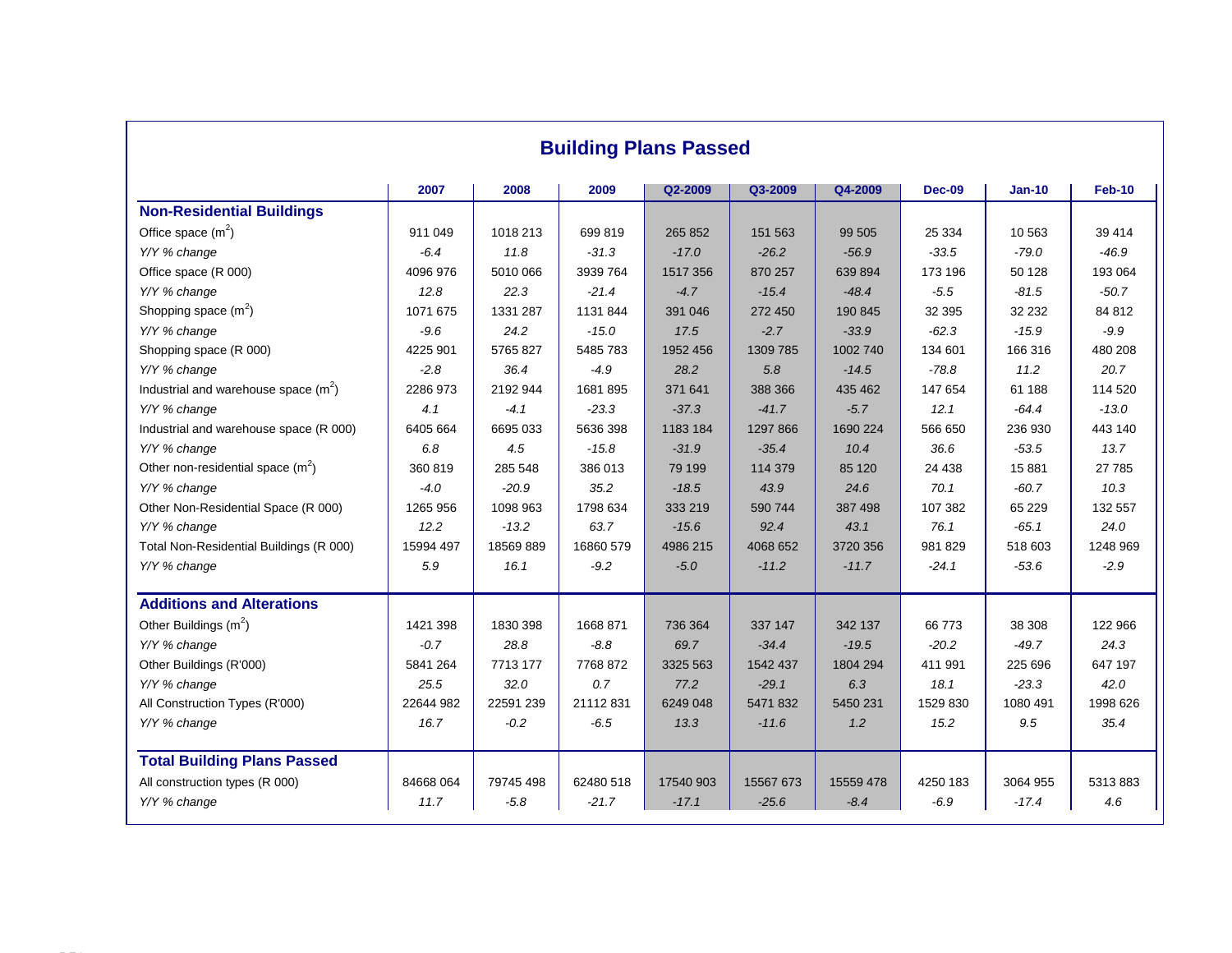## Building Plans Passed

| | 2007 | 2008 | 2009 | Q2-2009 | Q3-2009 | Q4-2009 | Dec-09 | Jan-10 | Feb-10 |
|---|---|---|---|---|---|---|---|---|---|
| **Non-Residential Buildings** | | | | | | | | | |
| Office space ($m^2$) | 911 049 | 1018 213 | 699 819 | 265 852 | 151 563 | 99 505 | 25 334 | 10 563 | 39 414 |
| *Y/Y % change* | *-6.4* | *11.8* | *-31.3* | *-17.0* | *-26.2* | *-56.9* | *-33.5* | *-79.0* | *-46.9* |
| Office space (R 000) | 4096 976 | 5010 066 | 3939 764 | 1517 356 | 870 257 | 639 894 | 173 196 | 50 128 | 193 064 |
| *Y/Y % change* | *12.8* | *22.3* | *-21.4* | *-4.7* | *-15.4* | *-48.4* | *-5.5* | *-81.5* | *-50.7* |
| Shopping space ($m^2$) | 1071 675 | 1331 287 | 1131 844 | 391 046 | 272 450 | 190 845 | 32 395 | 32 232 | 84 812 |
| *Y/Y % change* | *-9.6* | *24.2* | *-15.0* | *17.5* | *-2.7* | *-33.9* | *-62.3* | *-15.9* | *-9.9* |
| Shopping space (R 000) | 4225 901 | 5765 827 | 5485 783 | 1952 456 | 1309 785 | 1002 740 | 134 601 | 166 316 | 480 208 |
| *Y/Y % change* | *-2.8* | *36.4* | *-4.9* | *28.2* | *5.8* | *-14.5* | *-78.8* | *11.2* | *20.7* |
| Industrial and warehouse space ($m^2$) | 2286 973 | 2192 944 | 1681 895 | 371 641 | 388 366 | 435 462 | 147 654 | 61 188 | 114 520 |
| *Y/Y % change* | *4.1* | *-4.1* | *-23.3* | *-37.3* | *-41.7* | *-5.7* | *12.1* | *-64.4* | *-13.0* |
| Industrial and warehouse space (R 000) | 6405 664 | 6695 033 | 5636 398 | 1183 184 | 1297 866 | 1690 224 | 566 650 | 236 930 | 443 140 |
| *Y/Y % change* | *6.8* | *4.5* | *-15.8* | *-31.9* | *-35.4* | *10.4* | *36.6* | *-53.5* | *13.7* |
| Other non-residential space ($m^2$) | 360 819 | 285 548 | 386 013 | 79 199 | 114 379 | 85 120 | 24 438 | 15 881 | 27 785 |
| *Y/Y % change* | *-4.0* | *-20.9* | *35.2* | *-18.5* | *43.9* | *24.6* | *70.1* | *-60.7* | *10.3* |
| Other Non-Residential Space (R 000) | 1265 956 | 1098 963 | 1798 634 | 333 219 | 590 744 | 387 498 | 107 382 | 65 229 | 132 557 |
| *Y/Y % change* | *12.2* | *-13.2* | *63.7* | *-15.6* | *92.4* | *43.1* | *76.1* | *-65.1* | *24.0* |
| Total Non-Residential Buildings (R 000) | 15994 497 | 18569 889 | 16860 579 | 4986 215 | 4068 652 | 3720 356 | 981 829 | 518 603 | 1248 969 |
| *Y/Y % change* | *5.9* | *16.1* | *-9.2* | *-5.0* | *-11.2* | *-11.7* | *-24.1* | *-53.6* | *-2.9* |
| **Additions and Alterations** | | | | | | | | | |
| Other Buildings ($m^2$) | 1421 398 | 1830 398 | 1668 871 | 736 364 | 337 147 | 342 137 | 66 773 | 38 308 | 122 966 |
| *Y/Y % change* | *-0.7* | *28.8* | *-8.8* | *69.7* | *-34.4* | *-19.5* | *-20.2* | *-49.7* | *24.3* |
| Other Buildings (R'000) | 5841 264 | 7713 177 | 7768 872 | 3325 563 | 1542 437 | 1804 294 | 411 991 | 225 696 | 647 197 |
| *Y/Y % change* | *25.5* | *32.0* | *0.7* | *77.2* | *-29.1* | *6.3* | *18.1* | *-23.3* | *42.0* |
| All Construction Types (R'000) | 22644 982 | 22591 239 | 21112 831 | 6249 048 | 5471 832 | 5450 231 | 1529 830 | 1080 491 | 1998 626 |
| *Y/Y % change* | *16.7* | *-0.2* | *-6.5* | *13.3* | *-11.6* | *1.2* | *15.2* | *9.5* | *35.4* |
| **Total Building Plans Passed** | | | | | | | | | |
| All construction types (R 000) | 84668 064 | 79745 498 | 62480 518 | 17540 903 | 15567 673 | 15559 478 | 4250 183 | 3064 955 | 5313 883 |
| *Y/Y % change* | *11.7* | *-5.8* | *-21.7* | *-17.1* | *-25.6* | *-8.4* | *-6.9* | *-17.4* | *4.6* |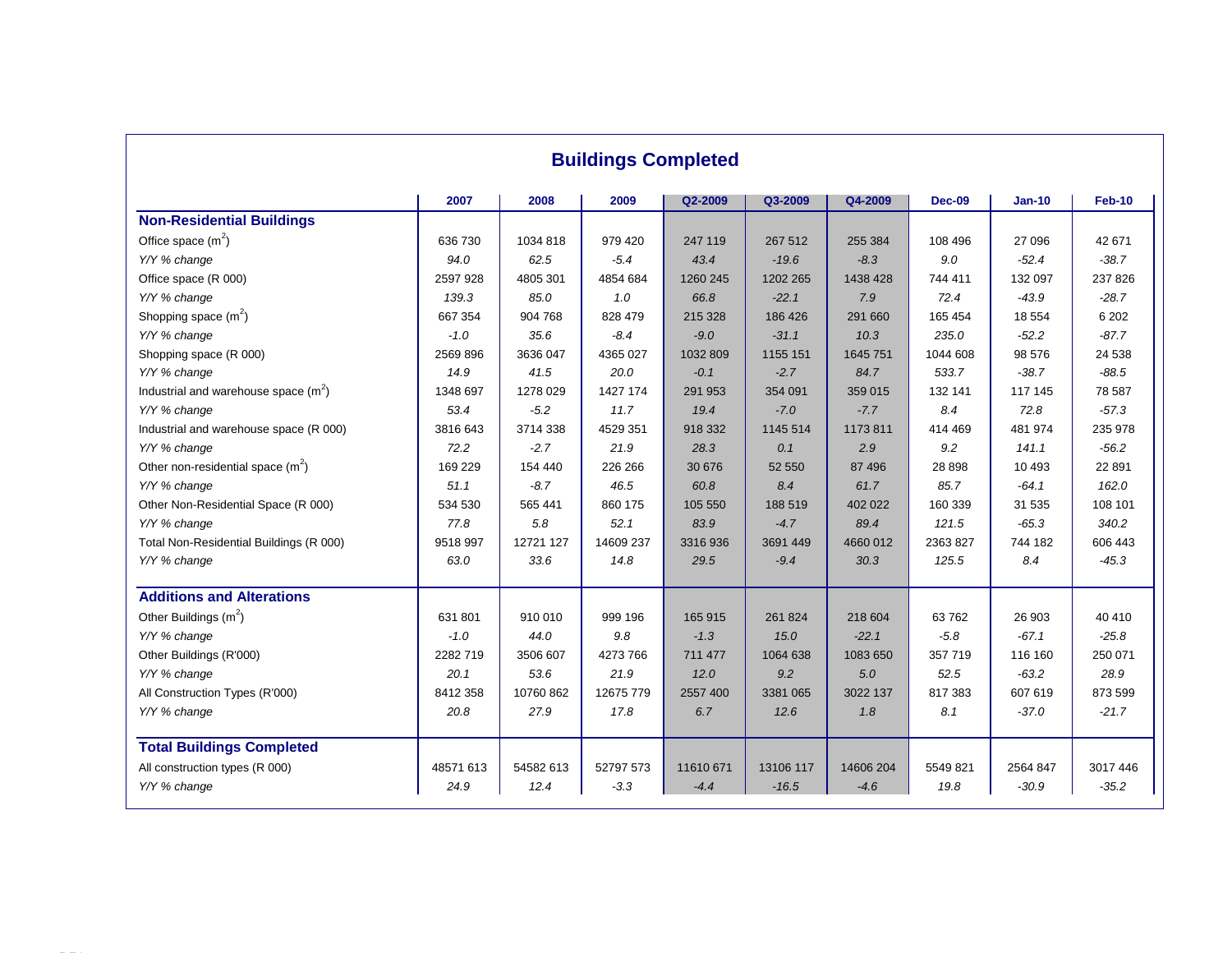## Buildings Completed

| | 2007 | 2008 | 2009 | Q2-2009 | Q3-2009 | Q4-2009 | Dec-09 | Jan-10 | Feb-10 |
|---|---|---|---|---|---|---|---|---|---|
| **Non-Residential Buildings** | | | | | | | | | |
| Office space ($m^2$) | 636 730 | 1034 818 | 979 420 | 247 119 | 267 512 | 255 384 | 108 496 | 27 096 | 42 671 |
| *Y/Y % change* | *94.0* | *62.5* | *-5.4* | *43.4* | *-19.6* | *-8.3* | *9.0* | *-52.4* | *-38.7* |
| Office space (R 000) | 2597 928 | 4805 301 | 4854 684 | 1260 245 | 1202 265 | 1438 428 | 744 411 | 132 097 | 237 826 |
| *Y/Y % change* | *139.3* | *85.0* | *1.0* | *66.8* | *-22.1* | *7.9* | *72.4* | *-43.9* | *-28.7* |
| Shopping space ($m^2$) | 667 354 | 904 768 | 828 479 | 215 328 | 186 426 | 291 660 | 165 454 | 18 554 | 6 202 |
| *Y/Y % change* | *-1.0* | *35.6* | *-8.4* | *-9.0* | *-31.1* | *10.3* | *235.0* | *-52.2* | *-87.7* |
| Shopping space (R 000) | 2569 896 | 3636 047 | 4365 027 | 1032 809 | 1155 151 | 1645 751 | 1044 608 | 98 576 | 24 538 |
| *Y/Y % change* | *14.9* | *41.5* | *20.0* | *-0.1* | *-2.7* | *84.7* | *533.7* | *-38.7* | *-88.5* |
| Industrial and warehouse space ($m^2$) | 1348 697 | 1278 029 | 1427 174 | 291 953 | 354 091 | 359 015 | 132 141 | 117 145 | 78 587 |
| *Y/Y % change* | *53.4* | *-5.2* | *11.7* | *19.4* | *-7.0* | *-7.7* | *8.4* | *72.8* | *-57.3* |
| Industrial and warehouse space (R 000) | 3816 643 | 3714 338 | 4529 351 | 918 332 | 1145 514 | 1173 811 | 414 469 | 481 974 | 235 978 |
| *Y/Y % change* | *72.2* | *-2.7* | *21.9* | *28.3* | *0.1* | *2.9* | *9.2* | *141.1* | *-56.2* |
| Other non-residential space ($m^2$) | 169 229 | 154 440 | 226 266 | 30 676 | 52 550 | 87 496 | 28 898 | 10 493 | 22 891 |
| *Y/Y % change* | *51.1* | *-8.7* | *46.5* | *60.8* | *8.4* | *61.7* | *85.7* | *-64.1* | *162.0* |
| Other Non-Residential Space (R 000) | 534 530 | 565 441 | 860 175 | 105 550 | 188 519 | 402 022 | 160 339 | 31 535 | 108 101 |
| *Y/Y % change* | *77.8* | *5.8* | *52.1* | *83.9* | *-4.7* | *89.4* | *121.5* | *-65.3* | *340.2* |
| Total Non-Residential Buildings (R 000) | 9518 997 | 12721 127 | 14609 237 | 3316 936 | 3691 449 | 4660 012 | 2363 827 | 744 182 | 606 443 |
| *Y/Y % change* | *63.0* | *33.6* | *14.8* | *29.5* | *-9.4* | *30.3* | *125.5* | *8.4* | *-45.3* |
| **Additions and Alterations** | | | | | | | | | |
| Other Buildings ($m^2$) | 631 801 | 910 010 | 999 196 | 165 915 | 261 824 | 218 604 | 63 762 | 26 903 | 40 410 |
| *Y/Y % change* | *-1.0* | *44.0* | *9.8* | *-1.3* | *15.0* | *-22.1* | *-5.8* | *-67.1* | *-25.8* |
| Other Buildings (R'000) | 2282 719 | 3506 607 | 4273 766 | 711 477 | 1064 638 | 1083 650 | 357 719 | 116 160 | 250 071 |
| *Y/Y % change* | *20.1* | *53.6* | *21.9* | *12.0* | *9.2* | *5.0* | *52.5* | *-63.2* | *28.9* |
| All Construction Types (R'000) | 8412 358 | 10760 862 | 12675 779 | 2557 400 | 3381 065 | 3022 137 | 817 383 | 607 619 | 873 599 |
| *Y/Y % change* | *20.8* | *27.9* | *17.8* | *6.7* | *12.6* | *1.8* | *8.1* | *-37.0* | *-21.7* |
| **Total Buildings Completed** | | | | | | | | | |
| All construction types (R 000) | 48571 613 | 54582 613 | 52797 573 | 11610 671 | 13106 117 | 14606 204 | 5549 821 | 2564 847 | 3017 446 |
| *Y/Y % change* | *24.9* | *12.4* | *-3.3* | *-4.4* | *-16.5* | *-4.6* | *19.8* | *-30.9* | *-35.2* |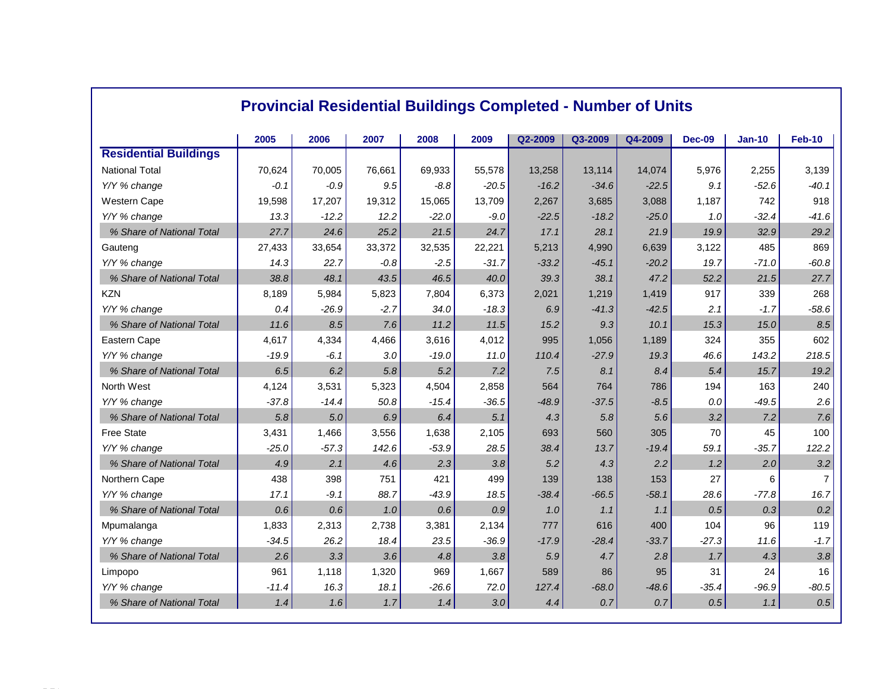## Provincial Residential Buildings Completed - Number of Units

| Residential Buildings | 2005 | 2006 | 2007 | 2008 | 2009 | Q2-2009 | Q3-2009 | Q4-2009 | Dec-09 | Jan-10 | Feb-10 |
|---|---|---|---|---|---|---|---|---|---|---|---|
| National Total | 70,624 | 70,005 | 76,661 | 69,933 | 55,578 | 13,258 | 13,114 | 14,074 | 5,976 | 2,255 | 3,139 |
| *Y/Y % change* | *-0.1* | *-0.9* | *9.5* | *-8.8* | *-20.5* | *-16.2* | *-34.6* | *-22.5* | *9.1* | *-52.6* | *-40.1* |
| Western Cape | 19,598 | 17,207 | 19,312 | 15,065 | 13,709 | 2,267 | 3,685 | 3,088 | 1,187 | 742 | 918 |
| *Y/Y % change* | *13.3* | *-12.2* | *12.2* | *-22.0* | *-9.0* | *-22.5* | *-18.2* | *-25.0* | *1.0* | *-32.4* | *-41.6* |
| *% Share of National Total* | *27.7* | *24.6* | *25.2* | *21.5* | *24.7* | *17.1* | *28.1* | *21.9* | *19.9* | *32.9* | *29.2* |
| Gauteng | 27,433 | 33,654 | 33,372 | 32,535 | 22,221 | 5,213 | 4,990 | 6,639 | 3,122 | 485 | 869 |
| *Y/Y % change* | *14.3* | *22.7* | *-0.8* | *-2.5* | *-31.7* | *-33.2* | *-45.1* | *-20.2* | *19.7* | *-71.0* | *-60.8* |
| *% Share of National Total* | *38.8* | *48.1* | *43.5* | *46.5* | *40.0* | *39.3* | *38.1* | *47.2* | *52.2* | *21.5* | *27.7* |
| KZN | 8,189 | 5,984 | 5,823 | 7,804 | 6,373 | 2,021 | 1,219 | 1,419 | 917 | 339 | 268 |
| *Y/Y % change* | *0.4* | *-26.9* | *-2.7* | *34.0* | *-18.3* | *6.9* | *-41.3* | *-42.5* | *2.1* | *-1.7* | *-58.6* |
| *% Share of National Total* | *11.6* | *8.5* | *7.6* | *11.2* | *11.5* | *15.2* | *9.3* | *10.1* | *15.3* | *15.0* | *8.5* |
| Eastern Cape | 4,617 | 4,334 | 4,466 | 3,616 | 4,012 | 995 | 1,056 | 1,189 | 324 | 355 | 602 |
| *Y/Y % change* | *-19.9* | *-6.1* | *3.0* | *-19.0* | *11.0* | *110.4* | *-27.9* | *19.3* | *46.6* | *143.2* | *218.5* |
| *% Share of National Total* | *6.5* | *6.2* | *5.8* | *5.2* | *7.2* | *7.5* | *8.1* | *8.4* | *5.4* | *15.7* | *19.2* |
| North West | 4,124 | 3,531 | 5,323 | 4,504 | 2,858 | 564 | 764 | 786 | 194 | 163 | 240 |
| *Y/Y % change* | *-37.8* | *-14.4* | *50.8* | *-15.4* | *-36.5* | *-48.9* | *-37.5* | *-8.5* | *0.0* | *-49.5* | *2.6* |
| *% Share of National Total* | *5.8* | *5.0* | *6.9* | *6.4* | *5.1* | *4.3* | *5.8* | *5.6* | *3.2* | *7.2* | *7.6* |
| Free State | 3,431 | 1,466 | 3,556 | 1,638 | 2,105 | 693 | 560 | 305 | 70 | 45 | 100 |
| *Y/Y % change* | *-25.0* | *-57.3* | *142.6* | *-53.9* | *28.5* | *38.4* | *13.7* | *-19.4* | *59.1* | *-35.7* | *122.2* |
| *% Share of National Total* | *4.9* | *2.1* | *4.6* | *2.3* | *3.8* | *5.2* | *4.3* | *2.2* | *1.2* | *2.0* | *3.2* |
| Northern Cape | 438 | 398 | 751 | 421 | 499 | 139 | 138 | 153 | 27 | 6 | 7 |
| *Y/Y % change* | *17.1* | *-9.1* | *88.7* | *-43.9* | *18.5* | *-38.4* | *-66.5* | *-58.1* | *28.6* | *-77.8* | *16.7* |
| *% Share of National Total* | *0.6* | *0.6* | *1.0* | *0.6* | *0.9* | *1.0* | *1.1* | *1.1* | *0.5* | *0.3* | *0.2* |
| Mpumalanga | 1,833 | 2,313 | 2,738 | 3,381 | 2,134 | 777 | 616 | 400 | 104 | 96 | 119 |
| *Y/Y % change* | *-34.5* | *26.2* | *18.4* | *23.5* | *-36.9* | *-17.9* | *-28.4* | *-33.7* | *-27.3* | *11.6* | *-1.7* |
| *% Share of National Total* | *2.6* | *3.3* | *3.6* | *4.8* | *3.8* | *5.9* | *4.7* | *2.8* | *1.7* | *4.3* | *3.8* |
| Limpopo | 961 | 1,118 | 1,320 | 969 | 1,667 | 589 | 86 | 95 | 31 | 24 | 16 |
| *Y/Y % change* | *-11.4* | *16.3* | *18.1* | *-26.6* | *72.0* | *127.4* | *-68.0* | *-48.6* | *-35.4* | *-96.9* | *-80.5* |
| *% Share of National Total* | *1.4* | *1.6* | *1.7* | *1.4* | *3.0* | *4.4* | *0.7* | *0.7* | *0.5* | *1.1* | *0.5* |